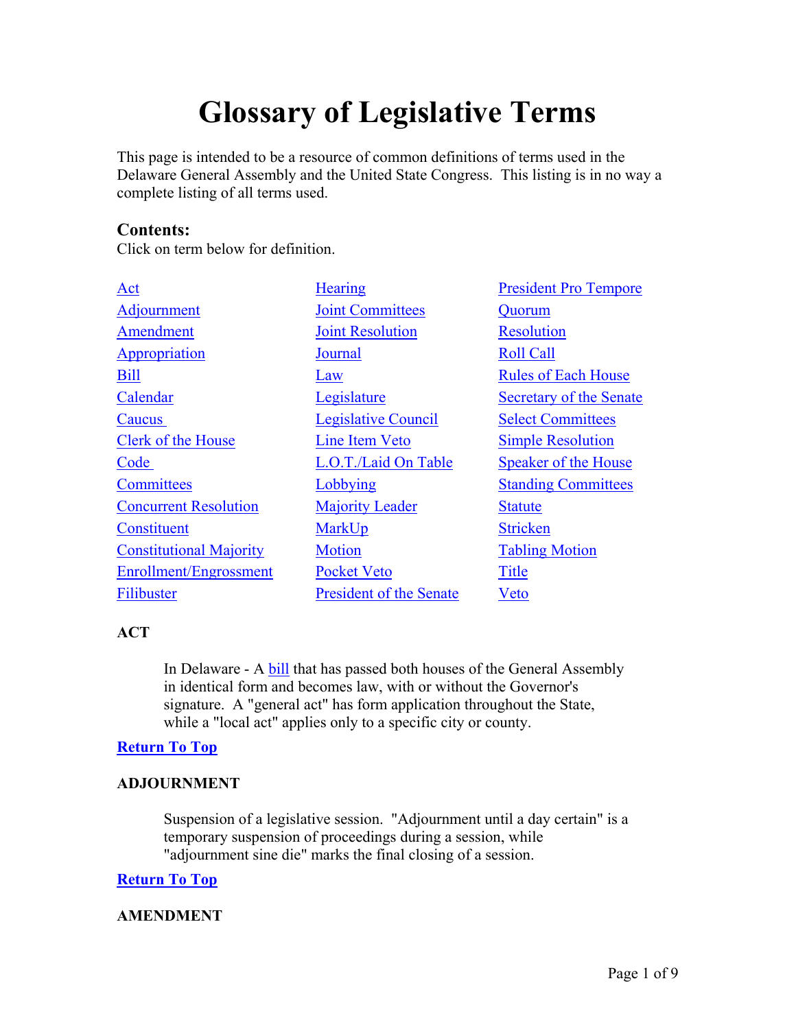# Glossary of Legislative Terms

This page is intended to be a resource of common definitions of terms used in the Delaware General Assembly and the United State Congress. This listing is in no way a complete listing of all terms used.

## Contents:

Click on term below for definition.

| | | |
|---|---|---|
| Act | Hearing | President Pro Tempore |
| Adjournment | Joint Committees | Quorum |
| Amendment | Joint Resolution | Resolution |
| Appropriation | Journal | Roll Call |
| Bill | Law | Rules of Each House |
| Calendar | Legislature | Secretary of the Senate |
| Caucus | Legislative Council | Select Committees |
| Clerk of the House | Line Item Veto | Simple Resolution |
| Code | L.O.T./Laid On Table | Speaker of the House |
| Committees | Lobbying | Standing Committees |
| Concurrent Resolution | Majority Leader | Statute |
| Constituent | MarkUp | Stricken |
| Constitutional Majority | Motion | Tabling Motion |
| Enrollment/Engrossment | Pocket Veto | Title |
| Filibuster | President of the Senate | Veto |

### ACT

In Delaware - A bill that has passed both houses of the General Assembly in identical form and becomes law, with or without the Governor's signature. A "general act" has form application throughout the State, while a "local act" applies only to a specific city or county.

**Return To Top**

### ADJOURNMENT

Suspension of a legislative session. "Adjournment until a day certain" is a temporary suspension of proceedings during a session, while "adjournment sine die" marks the final closing of a session.

**Return To Top**

### AMENDMENT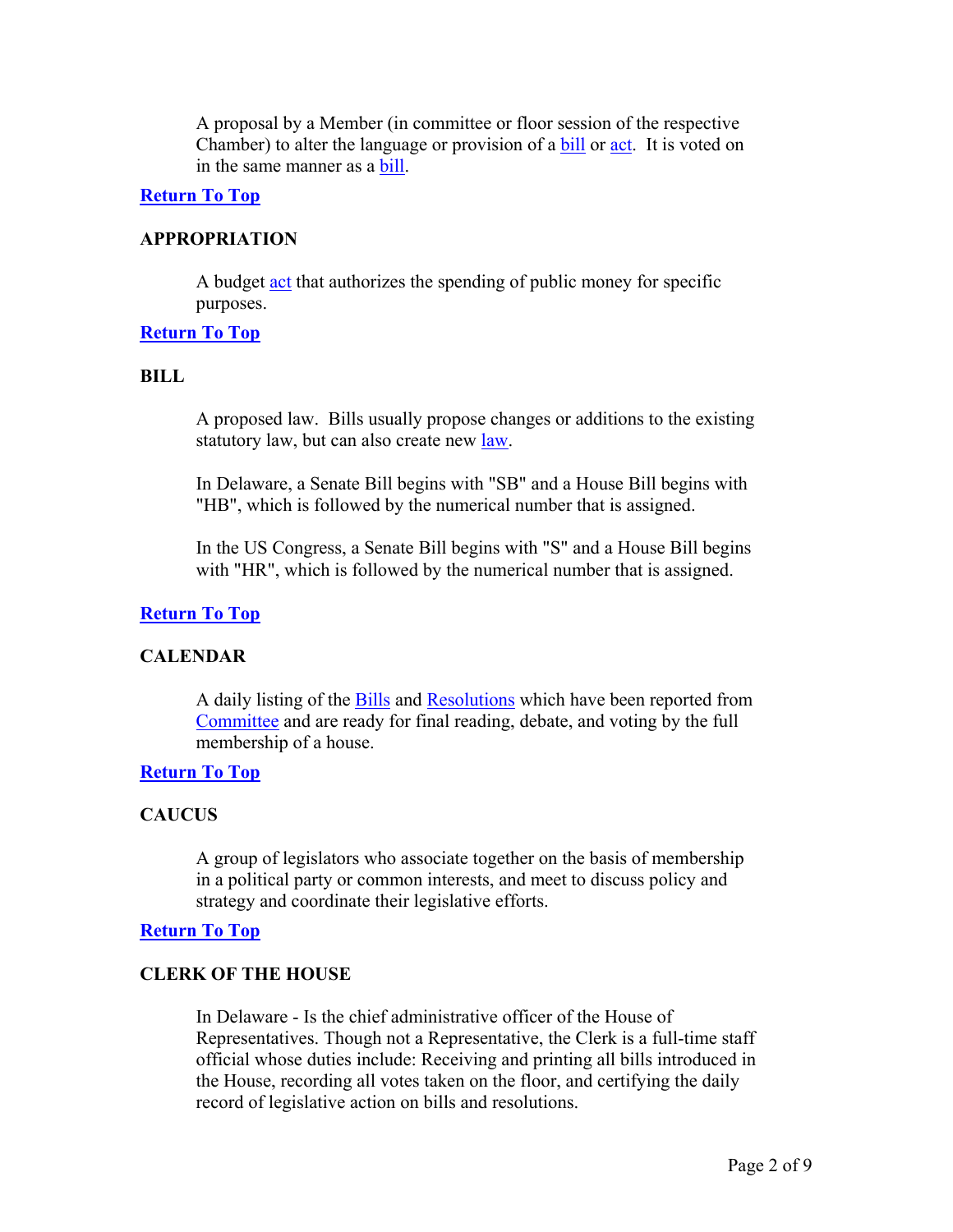A proposal by a Member (in committee or floor session of the respective Chamber) to alter the language or provision of a bill or act. It is voted on in the same manner as a bill.

**Return To Top**

**APPROPRIATION**

A budget act that authorizes the spending of public money for specific purposes.

**Return To Top**

**BILL**

A proposed law. Bills usually propose changes or additions to the existing statutory law, but can also create new law.

In Delaware, a Senate Bill begins with "SB" and a House Bill begins with "HB", which is followed by the numerical number that is assigned.

In the US Congress, a Senate Bill begins with "S" and a House Bill begins with "HR", which is followed by the numerical number that is assigned.

**Return To Top**

**CALENDAR**

A daily listing of the Bills and Resolutions which have been reported from Committee and are ready for final reading, debate, and voting by the full membership of a house.

**Return To Top**

**CAUCUS**

A group of legislators who associate together on the basis of membership in a political party or common interests, and meet to discuss policy and strategy and coordinate their legislative efforts.

**Return To Top**

**CLERK OF THE HOUSE**

In Delaware - Is the chief administrative officer of the House of Representatives. Though not a Representative, the Clerk is a full-time staff official whose duties include: Receiving and printing all bills introduced in the House, recording all votes taken on the floor, and certifying the daily record of legislative action on bills and resolutions.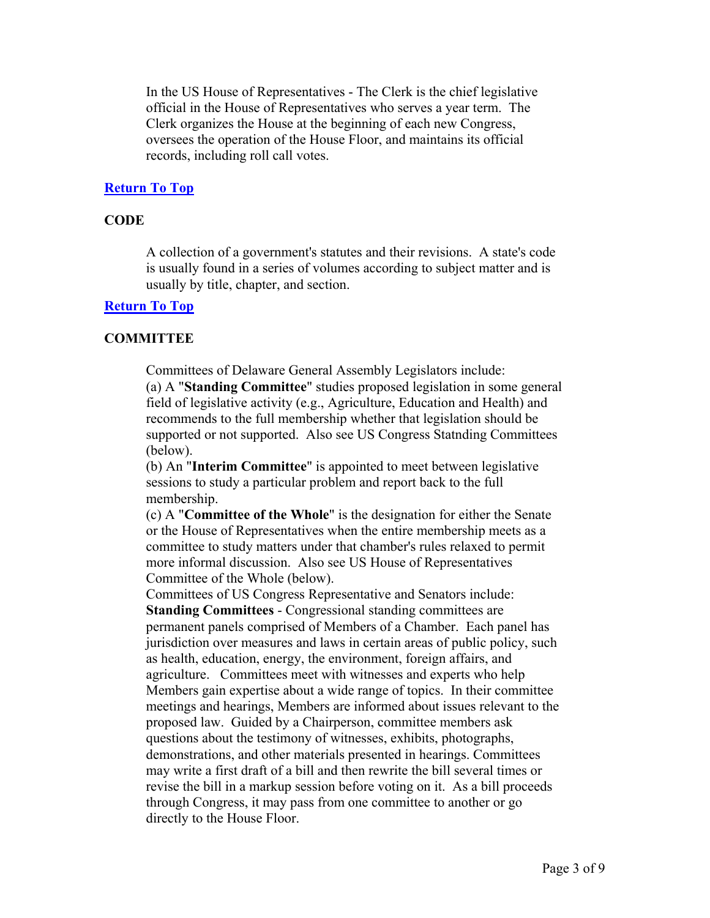In the US House of Representatives - The Clerk is the chief legislative official in the House of Representatives who serves a year term. The Clerk organizes the House at the beginning of each new Congress, oversees the operation of the House Floor, and maintains its official records, including roll call votes.

[Return To Top]()

**CODE**

A collection of a government's statutes and their revisions. A state's code is usually found in a series of volumes according to subject matter and is usually by title, chapter, and section.

[Return To Top]()

**COMMITTEE**

Committees of Delaware General Assembly Legislators include:
(a) A "**Standing Committee**" studies proposed legislation in some general field of legislative activity (e.g., Agriculture, Education and Health) and recommends to the full membership whether that legislation should be supported or not supported. Also see US Congress Statnding Committees (below).
(b) An "**Interim Committee**" is appointed to meet between legislative sessions to study a particular problem and report back to the full membership.
(c) A "**Committee of the Whole**" is the designation for either the Senate or the House of Representatives when the entire membership meets as a committee to study matters under that chamber's rules relaxed to permit more informal discussion. Also see US House of Representatives Committee of the Whole (below).
Committees of US Congress Representative and Senators include:
**Standing Committees** - Congressional standing committees are permanent panels comprised of Members of a Chamber. Each panel has jurisdiction over measures and laws in certain areas of public policy, such as health, education, energy, the environment, foreign affairs, and agriculture. Committees meet with witnesses and experts who help Members gain expertise about a wide range of topics. In their committee meetings and hearings, Members are informed about issues relevant to the proposed law. Guided by a Chairperson, committee members ask questions about the testimony of witnesses, exhibits, photographs, demonstrations, and other materials presented in hearings. Committees may write a first draft of a bill and then rewrite the bill several times or revise the bill in a markup session before voting on it. As a bill proceeds through Congress, it may pass from one committee to another or go directly to the House Floor.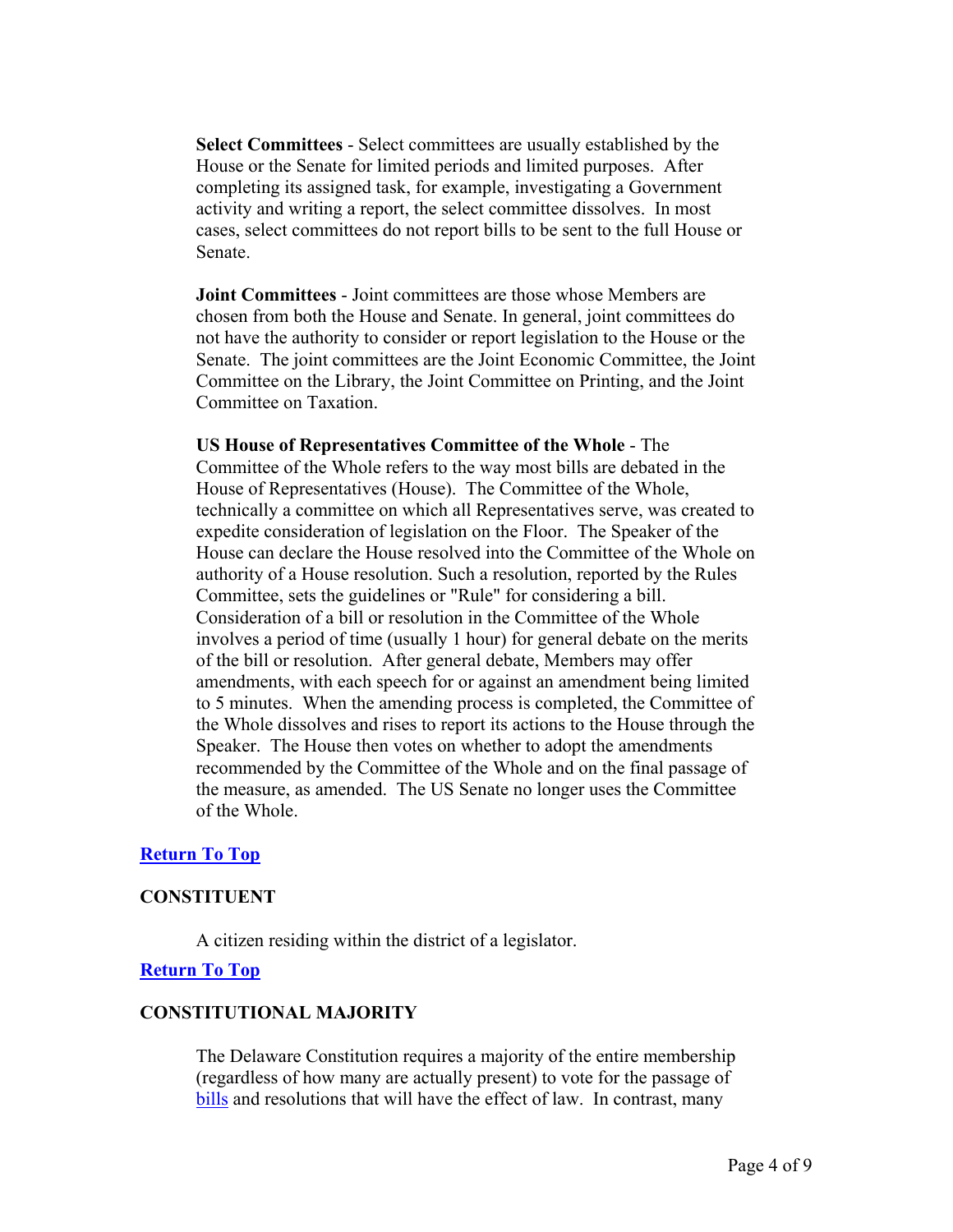**Select Committees** - Select committees are usually established by the House or the Senate for limited periods and limited purposes. After completing its assigned task, for example, investigating a Government activity and writing a report, the select committee dissolves. In most cases, select committees do not report bills to be sent to the full House or Senate.

**Joint Committees** - Joint committees are those whose Members are chosen from both the House and Senate. In general, joint committees do not have the authority to consider or report legislation to the House or the Senate. The joint committees are the Joint Economic Committee, the Joint Committee on the Library, the Joint Committee on Printing, and the Joint Committee on Taxation.

**US House of Representatives Committee of the Whole** - The Committee of the Whole refers to the way most bills are debated in the House of Representatives (House). The Committee of the Whole, technically a committee on which all Representatives serve, was created to expedite consideration of legislation on the Floor. The Speaker of the House can declare the House resolved into the Committee of the Whole on authority of a House resolution. Such a resolution, reported by the Rules Committee, sets the guidelines or "Rule" for considering a bill. Consideration of a bill or resolution in the Committee of the Whole involves a period of time (usually 1 hour) for general debate on the merits of the bill or resolution. After general debate, Members may offer amendments, with each speech for or against an amendment being limited to 5 minutes. When the amending process is completed, the Committee of the Whole dissolves and rises to report its actions to the House through the Speaker. The House then votes on whether to adopt the amendments recommended by the Committee of the Whole and on the final passage of the measure, as amended. The US Senate no longer uses the Committee of the Whole.

**Return To Top**

### CONSTITUENT

A citizen residing within the district of a legislator.

**Return To Top**

### CONSTITUTIONAL MAJORITY

The Delaware Constitution requires a majority of the entire membership (regardless of how many are actually present) to vote for the passage of bills and resolutions that will have the effect of law. In contrast, many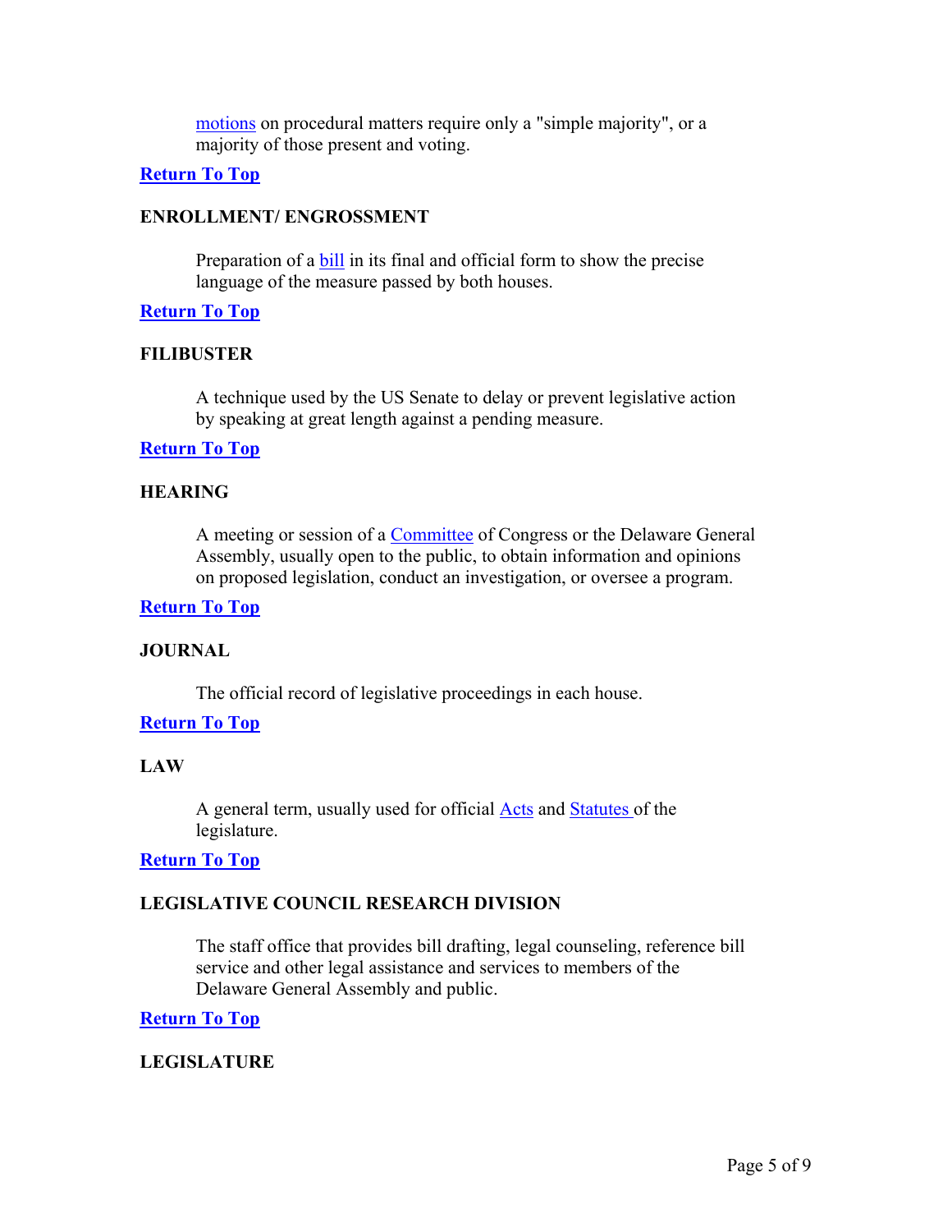motions on procedural matters require only a "simple majority", or a majority of those present and voting.

**Return To Top**

**ENROLLMENT/ ENGROSSMENT**

Preparation of a bill in its final and official form to show the precise language of the measure passed by both houses.

**Return To Top**

**FILIBUSTER**

A technique used by the US Senate to delay or prevent legislative action by speaking at great length against a pending measure.

**Return To Top**

**HEARING**

A meeting or session of a Committee of Congress or the Delaware General Assembly, usually open to the public, to obtain information and opinions on proposed legislation, conduct an investigation, or oversee a program.

**Return To Top**

**JOURNAL**

The official record of legislative proceedings in each house.

**Return To Top**

**LAW**

A general term, usually used for official Acts and Statutes of the legislature.

**Return To Top**

**LEGISLATIVE COUNCIL RESEARCH DIVISION**

The staff office that provides bill drafting, legal counseling, reference bill service and other legal assistance and services to members of the Delaware General Assembly and public.

**Return To Top**

**LEGISLATURE**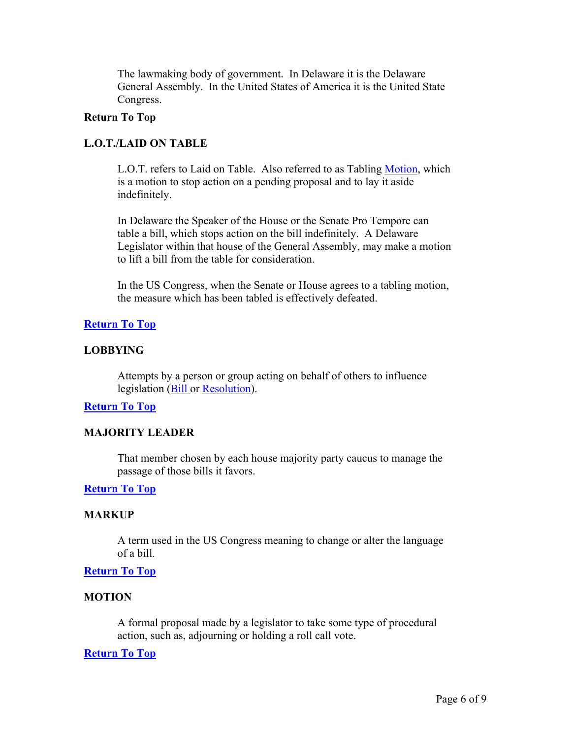The lawmaking body of government. In Delaware it is the Delaware General Assembly. In the United States of America it is the United State Congress.

**Return To Top**

**L.O.T./LAID ON TABLE**

L.O.T. refers to Laid on Table. Also referred to as Tabling Motion, which is a motion to stop action on a pending proposal and to lay it aside indefinitely.

In Delaware the Speaker of the House or the Senate Pro Tempore can table a bill, which stops action on the bill indefinitely. A Delaware Legislator within that house of the General Assembly, may make a motion to lift a bill from the table for consideration.

In the US Congress, when the Senate or House agrees to a tabling motion, the measure which has been tabled is effectively defeated.

**Return To Top**

**LOBBYING**

Attempts by a person or group acting on behalf of others to influence legislation (Bill or Resolution).

**Return To Top**

**MAJORITY LEADER**

That member chosen by each house majority party caucus to manage the passage of those bills it favors.

**Return To Top**

**MARKUP**

A term used in the US Congress meaning to change or alter the language of a bill.

**Return To Top**

**MOTION**

A formal proposal made by a legislator to take some type of procedural action, such as, adjourning or holding a roll call vote.

**Return To Top**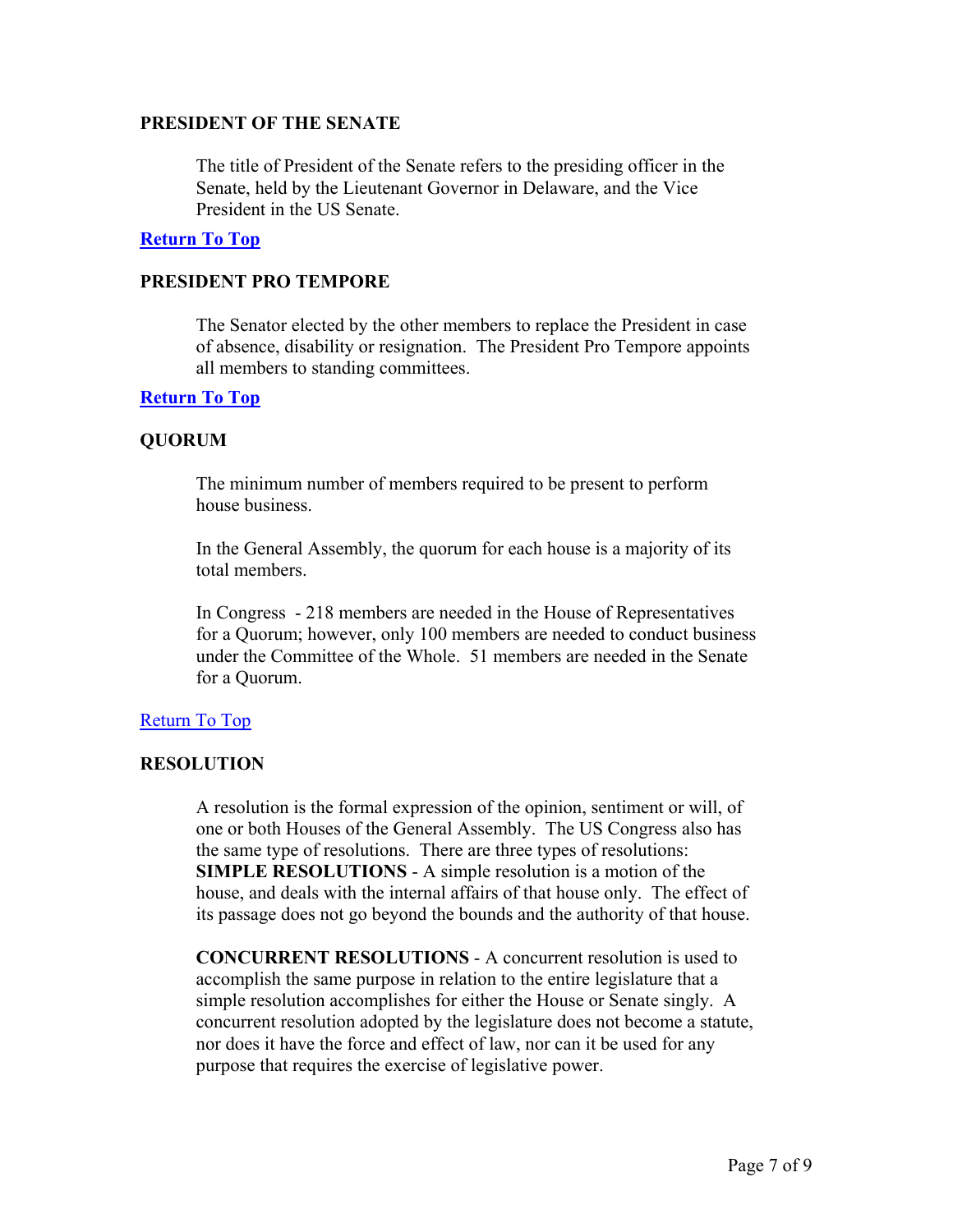### PRESIDENT OF THE SENATE

The title of President of the Senate refers to the presiding officer in the Senate, held by the Lieutenant Governor in Delaware, and the Vice President in the US Senate.

**Return To Top**

### PRESIDENT PRO TEMPORE

The Senator elected by the other members to replace the President in case of absence, disability or resignation. The President Pro Tempore appoints all members to standing committees.

**Return To Top**

### QUORUM

The minimum number of members required to be present to perform house business.

In the General Assembly, the quorum for each house is a majority of its total members.

In Congress - 218 members are needed in the House of Representatives for a Quorum; however, only 100 members are needed to conduct business under the Committee of the Whole. 51 members are needed in the Senate for a Quorum.

Return To Top

### RESOLUTION

A resolution is the formal expression of the opinion, sentiment or will, of one or both Houses of the General Assembly. The US Congress also has the same type of resolutions. There are three types of resolutions:
**SIMPLE RESOLUTIONS** - A simple resolution is a motion of the house, and deals with the internal affairs of that house only. The effect of its passage does not go beyond the bounds and the authority of that house.

**CONCURRENT RESOLUTIONS** - A concurrent resolution is used to accomplish the same purpose in relation to the entire legislature that a simple resolution accomplishes for either the House or Senate singly. A concurrent resolution adopted by the legislature does not become a statute, nor does it have the force and effect of law, nor can it be used for any purpose that requires the exercise of legislative power.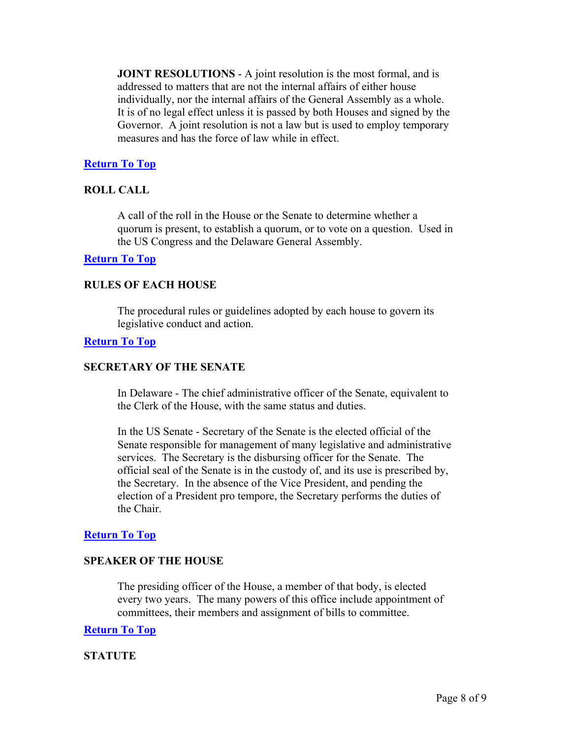**JOINT RESOLUTIONS** - A joint resolution is the most formal, and is addressed to matters that are not the internal affairs of either house individually, nor the internal affairs of the General Assembly as a whole. It is of no legal effect unless it is passed by both Houses and signed by the Governor. A joint resolution is not a law but is used to employ temporary measures and has the force of law while in effect.

**Return To Top**

### ROLL CALL

A call of the roll in the House or the Senate to determine whether a quorum is present, to establish a quorum, or to vote on a question. Used in the US Congress and the Delaware General Assembly.

**Return To Top**

### RULES OF EACH HOUSE

The procedural rules or guidelines adopted by each house to govern its legislative conduct and action.

**Return To Top**

### SECRETARY OF THE SENATE

In Delaware - The chief administrative officer of the Senate, equivalent to the Clerk of the House, with the same status and duties.

In the US Senate - Secretary of the Senate is the elected official of the Senate responsible for management of many legislative and administrative services. The Secretary is the disbursing officer for the Senate. The official seal of the Senate is in the custody of, and its use is prescribed by, the Secretary. In the absence of the Vice President, and pending the election of a President pro tempore, the Secretary performs the duties of the Chair.

**Return To Top**

### SPEAKER OF THE HOUSE

The presiding officer of the House, a member of that body, is elected every two years. The many powers of this office include appointment of committees, their members and assignment of bills to committee.

**Return To Top**

### STATUTE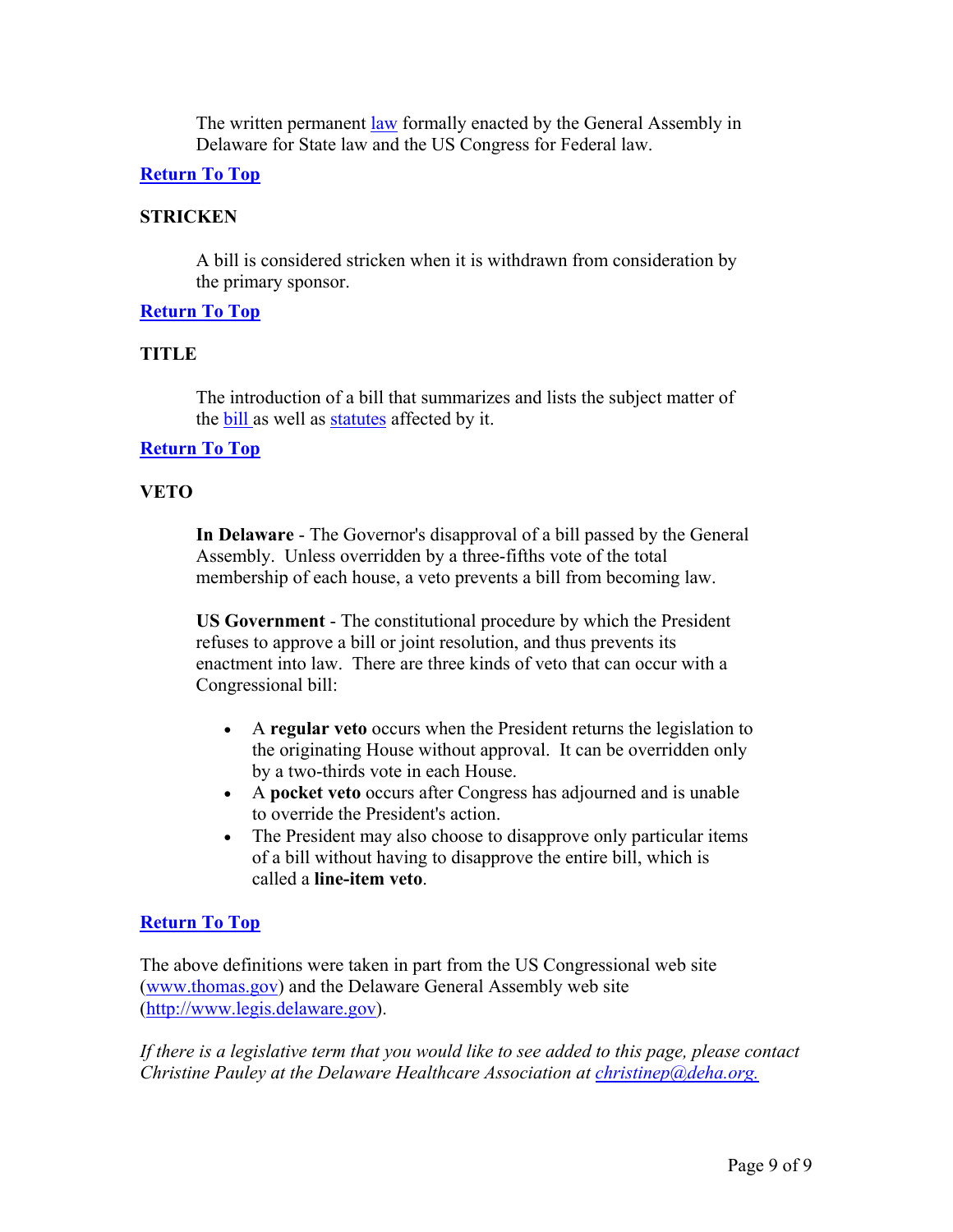The written permanent [law](#) formally enacted by the General Assembly in Delaware for State law and the US Congress for Federal law.

[**Return To Top**](#)

**STRICKEN**

A bill is considered stricken when it is withdrawn from consideration by the primary sponsor.

[**Return To Top**](#)

**TITLE**

The introduction of a bill that summarizes and lists the subject matter of the [bill](#) as well as [statutes](#) affected by it.

[**Return To Top**](#)

**VETO**

**In Delaware** - The Governor's disapproval of a bill passed by the General Assembly. Unless overridden by a three-fifths vote of the total membership of each house, a veto prevents a bill from becoming law.

**US Government** - The constitutional procedure by which the President refuses to approve a bill or joint resolution, and thus prevents its enactment into law. There are three kinds of veto that can occur with a Congressional bill:

- A **regular veto** occurs when the President returns the legislation to the originating House without approval. It can be overridden only by a two-thirds vote in each House.
- A **pocket veto** occurs after Congress has adjourned and is unable to override the President's action.
- The President may also choose to disapprove only particular items of a bill without having to disapprove the entire bill, which is called a **line-item veto**.

[**Return To Top**](#)

The above definitions were taken in part from the US Congressional web site ([www.thomas.gov](www.thomas.gov)) and the Delaware General Assembly web site ([http://www.legis.delaware.gov](http://www.legis.delaware.gov)).

*If there is a legislative term that you would like to see added to this page, please contact Christine Pauley at the Delaware Healthcare Association at [christinep@deha.org.](mailto:christinep@deha.org)*